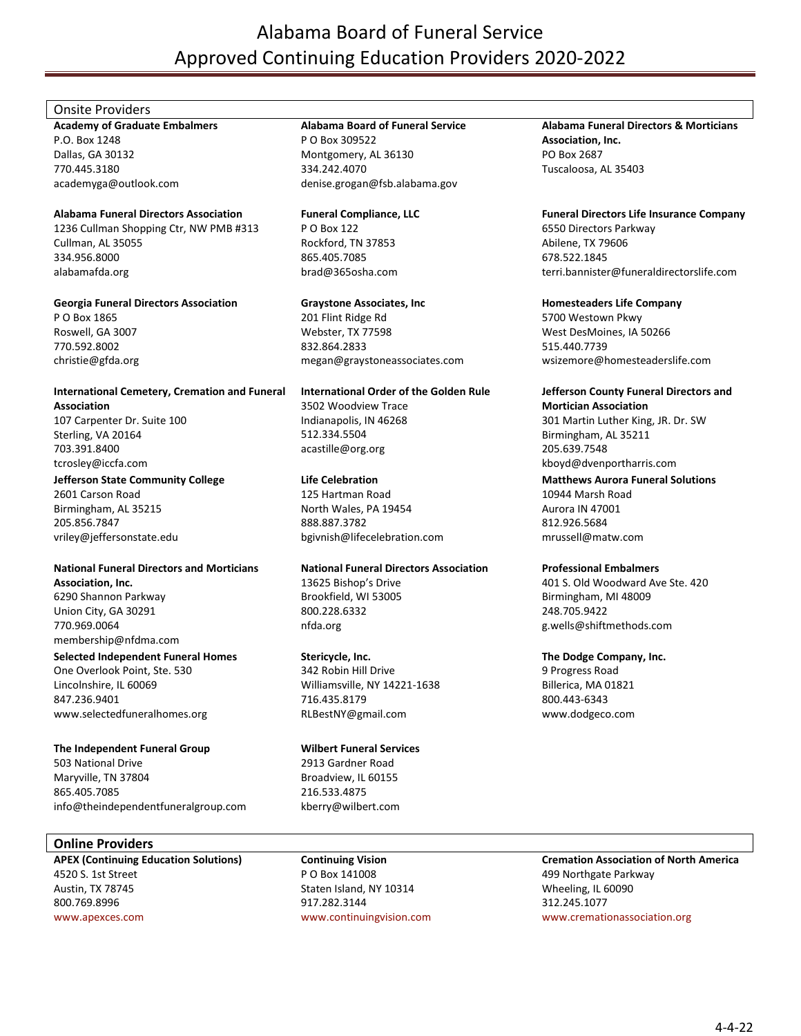# Alabama Board of Funeral Service
# Approved Continuing Education Providers 2020-2022

## Onsite Providers

**Academy of Graduate Embalmers**
P.O. Box 1248
Dallas, GA 30132
770.445.3180
academyga@outlook.com

**Alabama Board of Funeral Service**
P O Box 309522
Montgomery, AL 36130
334.242.4070
denise.grogan@fsb.alabama.gov

**Alabama Funeral Directors & Morticians Association, Inc.**
PO Box 2687
Tuscaloosa, AL 35403

**Alabama Funeral Directors Association**
1236 Cullman Shopping Ctr, NW PMB #313
Cullman, AL 35055
334.956.8000
alabamafda.org

**Funeral Compliance, LLC**
P O Box 122
Rockford, TN 37853
865.405.7085
brad@365osha.com

**Funeral Directors Life Insurance Company**
6550 Directors Parkway
Abilene, TX 79606
678.522.1845
terri.bannister@funeraldirectorslife.com

**Georgia Funeral Directors Association**
P O Box 1865
Roswell, GA 3007
770.592.8002
christie@gfda.org

**Graystone Associates, Inc**
201 Flint Ridge Rd
Webster, TX 77598
832.864.2833
megan@graystoneassociates.com

**Homesteaders Life Company**
5700 Westown Pkwy
West DesMoines, IA 50266
515.440.7739
wsizemore@homesteaderslife.com

**International Cemetery, Cremation and Funeral Association**
107 Carpenter Dr. Suite 100
Sterling, VA 20164
703.391.8400
tcrosley@iccfa.com

**International Order of the Golden Rule**
3502 Woodview Trace
Indianapolis, IN 46268
512.334.5504
acastille@org.org

**Jefferson County Funeral Directors and Mortician Association**
301 Martin Luther King, JR. Dr. SW
Birmingham, AL 35211
205.639.7548
kboyd@dvenportharris.com

**Jefferson State Community College**
2601 Carson Road
Birmingham, AL 35215
205.856.7847
vriley@jeffersonstate.edu

**Life Celebration**
125 Hartman Road
North Wales, PA 19454
888.887.3782
bgivnish@lifecelebration.com

**Matthews Aurora Funeral Solutions**
10944 Marsh Road
Aurora IN 47001
812.926.5684
mrussell@matw.com

**National Funeral Directors and Morticians Association, Inc.**
6290 Shannon Parkway
Union City, GA 30291
770.969.0064
membership@nfdma.com

**National Funeral Directors Association**
13625 Bishop's Drive
Brookfield, WI 53005
800.228.6332
nfda.org

**Professional Embalmers**
401 S. Old Woodward Ave Ste. 420
Birmingham, MI 48009
248.705.9422
g.wells@shiftmethods.com

**Selected Independent Funeral Homes**
One Overlook Point, Ste. 530
Lincolnshire, IL 60069
847.236.9401
www.selectedfuneralhomes.org

**Stericycle, Inc.**
342 Robin Hill Drive
Williamsville, NY 14221-1638
716.435.8179
RLBestNY@gmail.com

**The Dodge Company, Inc.**
9 Progress Road
Billerica, MA 01821
800.443-6343
www.dodgeco.com

**The Independent Funeral Group**
503 National Drive
Maryville, TN 37804
865.405.7085
info@theindependentfuneralgroup.com

**Wilbert Funeral Services**
2913 Gardner Road
Broadview, IL 60155
216.533.4875
kberry@wilbert.com

## Online Providers

**APEX (Continuing Education Solutions)**
4520 S. 1st Street
Austin, TX 78745
800.769.8996
www.apexces.com

**Continuing Vision**
P O Box 141008
Staten Island, NY 10314
917.282.3144
www.continuingvision.com

**Cremation Association of North America**
499 Northgate Parkway
Wheeling, IL 60090
312.245.1077
www.cremationassociation.org

4-4-22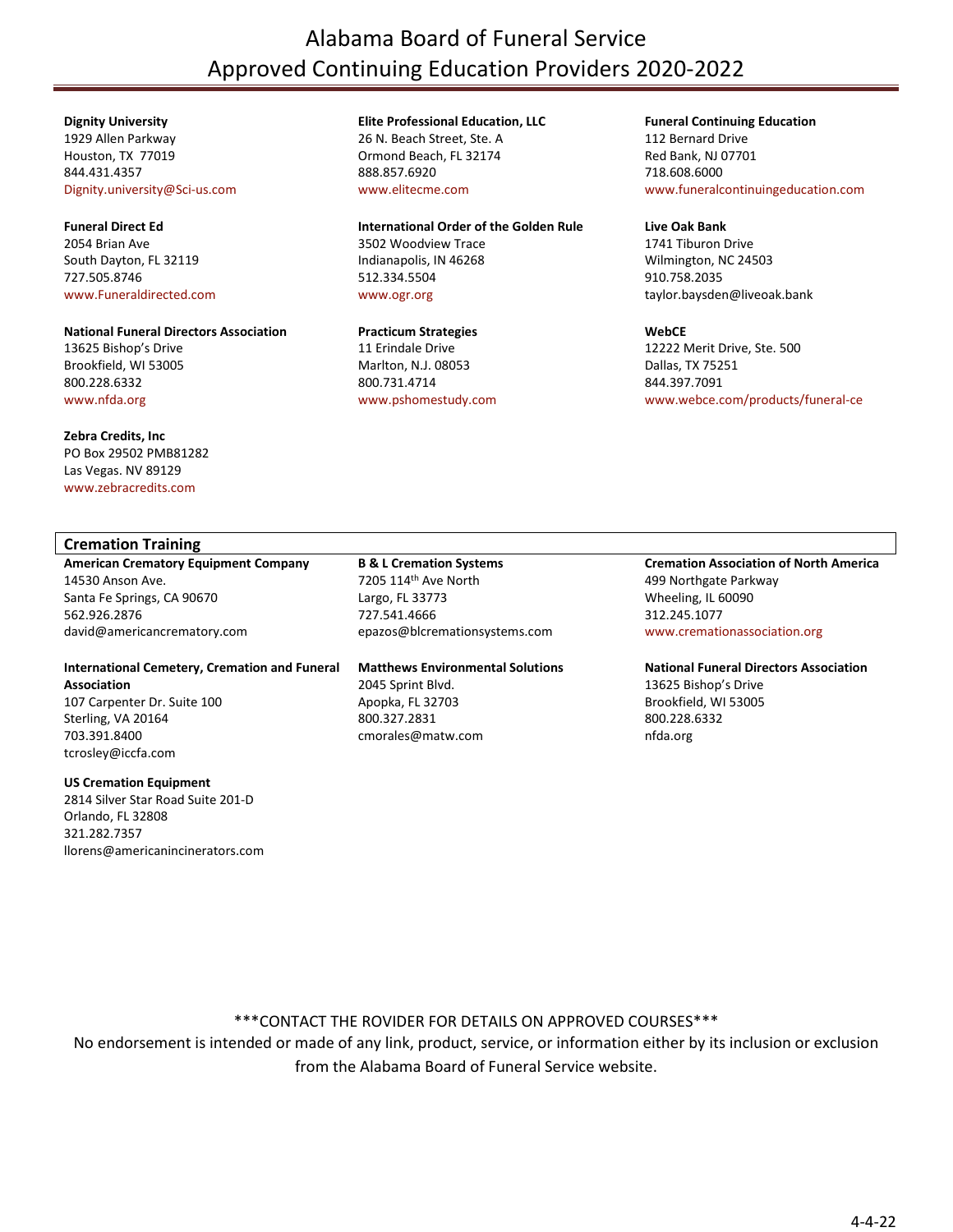# Alabama Board of Funeral Service
# Approved Continuing Education Providers 2020-2022

**Dignity University**
1929 Allen Parkway
Houston, TX 77019
844.431.4357
Dignity.university@Sci-us.com

**Elite Professional Education, LLC**
26 N. Beach Street, Ste. A
Ormond Beach, FL 32174
888.857.6920
www.elitecme.com

**Funeral Continuing Education**
112 Bernard Drive
Red Bank, NJ 07701
718.608.6000
www.funeralcontinuingeducation.com

**Funeral Direct Ed**
2054 Brian Ave
South Dayton, FL 32119
727.505.8746
www.Funeraldirected.com

**International Order of the Golden Rule**
3502 Woodview Trace
Indianapolis, IN 46268
512.334.5504
www.ogr.org

**Live Oak Bank**
1741 Tiburon Drive
Wilmington, NC 24503
910.758.2035
taylor.baysden@liveoak.bank

**National Funeral Directors Association**
13625 Bishop's Drive
Brookfield, WI 53005
800.228.6332
www.nfda.org

**Practicum Strategies**
11 Erindale Drive
Marlton, N.J. 08053
800.731.4714
www.pshomestudy.com

**WebCE**
12222 Merit Drive, Ste. 500
Dallas, TX 75251
844.397.7091
www.webce.com/products/funeral-ce

**Zebra Credits, Inc**
PO Box 29502 PMB81282
Las Vegas. NV 89129
www.zebracredits.com

## Cremation Training

**American Crematory Equipment Company**
14530 Anson Ave.
Santa Fe Springs, CA 90670
562.926.2876
david@americancrematory.com

**B & L Cremation Systems**
7205 114th Ave North
Largo, FL 33773
727.541.4666
epazos@blcremationsystems.com

**Cremation Association of North America**
499 Northgate Parkway
Wheeling, IL 60090
312.245.1077
www.cremationassociation.org

**International Cemetery, Cremation and Funeral Association**
107 Carpenter Dr. Suite 100
Sterling, VA 20164
703.391.8400
tcrosley@iccfa.com

**Matthews Environmental Solutions**
2045 Sprint Blvd.
Apopka, FL 32703
800.327.2831
cmorales@matw.com

**National Funeral Directors Association**
13625 Bishop's Drive
Brookfield, WI 53005
800.228.6332
nfda.org

**US Cremation Equipment**
2814 Silver Star Road Suite 201-D
Orlando, FL 32808
321.282.7357
llorens@americanincinerators.com

\*\*\*CONTACT THE ROVIDER FOR DETAILS ON APPROVED COURSES\*\*\*

No endorsement is intended or made of any link, product, service, or information either by its inclusion or exclusion from the Alabama Board of Funeral Service website.

4-4-22